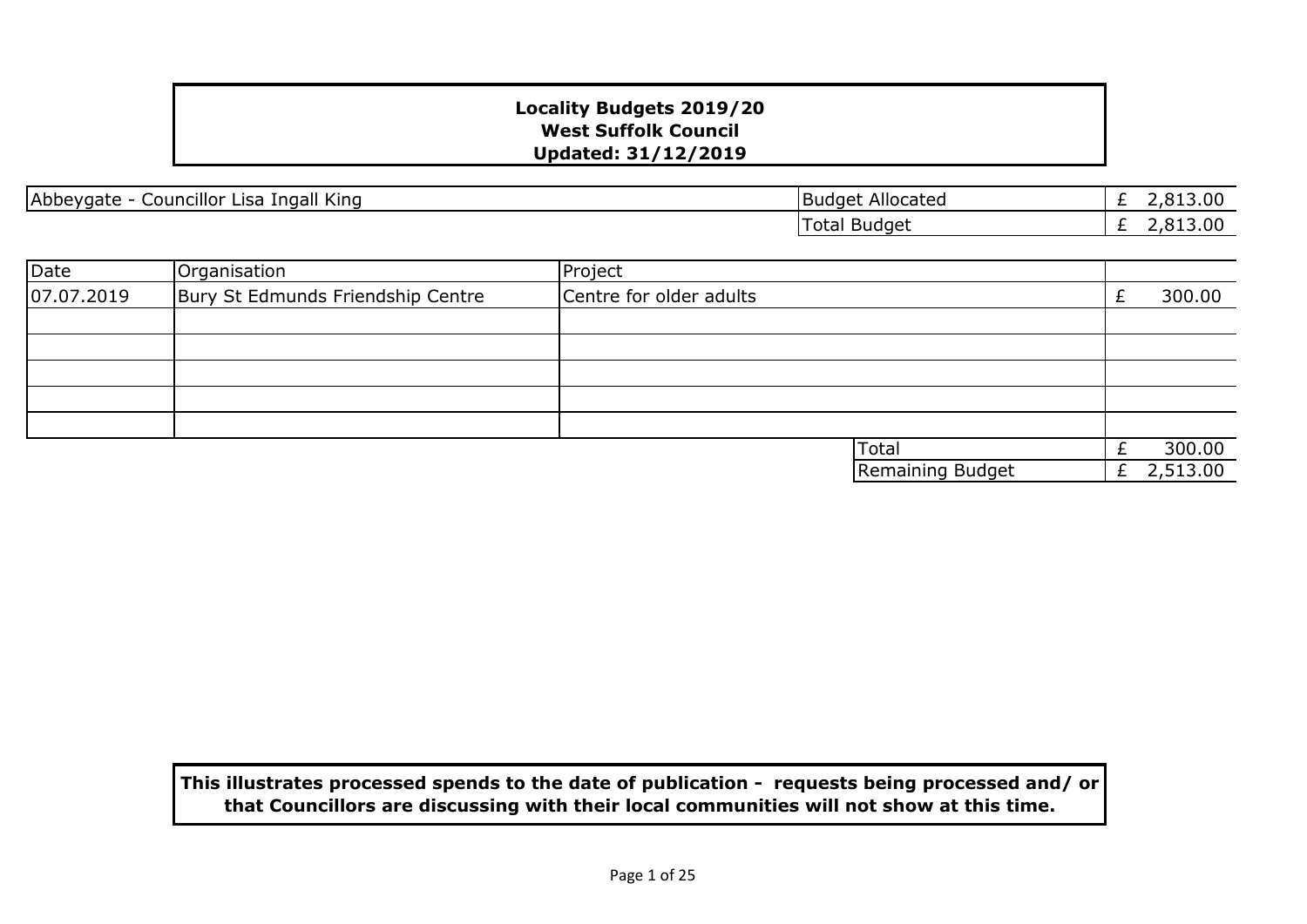# Locality Budgets 2019/20
## West Suffolk Council
## Updated: 31/12/2019

| Abbeygate - Councillor Lisa Ingall King | Budget Allocated | £ 2,813.00 |
|---|---|---|
| | Total Budget | £ 2,813.00 |

| Date | Organisation | Project | |
|---|---|---|---|
| 07.07.2019 | Bury St Edmunds Friendship Centre | Centre for older adults | £ 300.00 |
| | | | |
| | | | |
| | | | |
| | | | |
| | | | |
| | | Total | £ 300.00 |
| | | Remaining Budget | £ 2,513.00 |

**This illustrates processed spends to the date of publication - requests being processed and/ or that Councillors are discussing with their local communities will not show at this time.**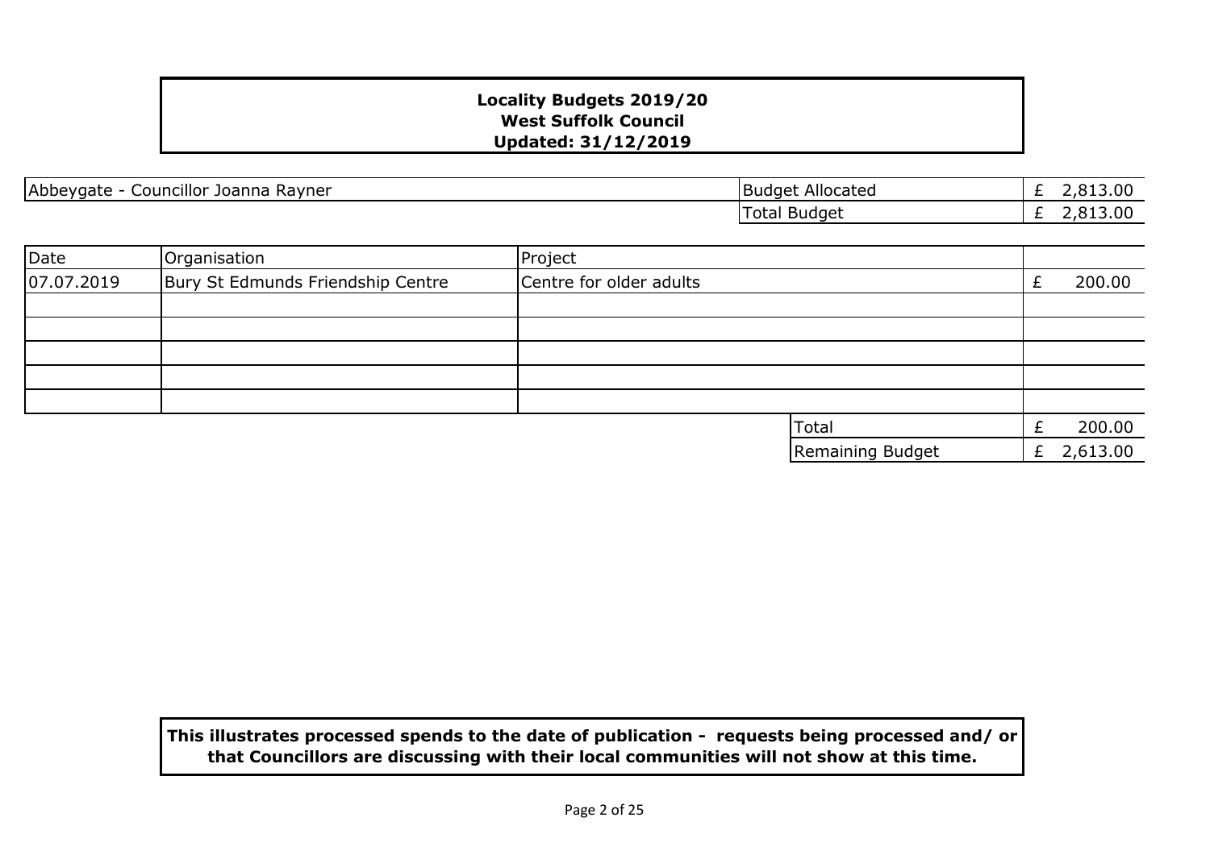**Locality Budgets 2019/20**
**West Suffolk Council**
**Updated: 31/12/2019**

| Abbeygate - Councillor Joanna Rayner | Budget Allocated | £ 2,813.00 |
|---|---|---|
| | Total Budget | £ 2,813.00 |

| Date | Organisation | Project | |
|---|---|---|---|
| 07.07.2019 | Bury St Edmunds Friendship Centre | Centre for older adults | £ 200.00 |
| | | | |
| | | | |
| | | | |
| | | | |
| | | | |
| | | Total | £ 200.00 |
| | | Remaining Budget | £ 2,613.00 |

**This illustrates processed spends to the date of publication - requests being processed and/ or that Councillors are discussing with their local communities will not show at this time.**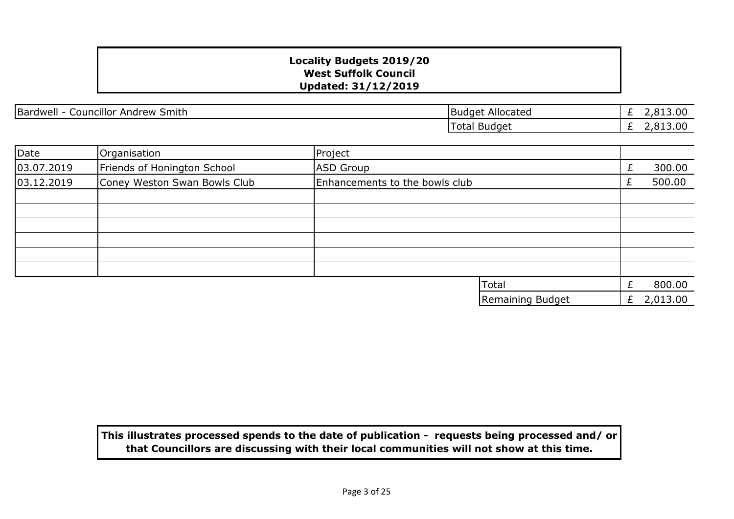**Locality Budgets 2019/20**
**West Suffolk Council**
**Updated: 31/12/2019**

| Bardwell - Councillor Andrew Smith | Budget Allocated | £ 2,813.00 |
|---|---|---|
| | Total Budget | £ 2,813.00 |

| Date | Organisation | Project | |
|---|---|---|---|
| 03.07.2019 | Friends of Honington School | ASD Group | £ 300.00 |
| 03.12.2019 | Coney Weston Swan Bowls Club | Enhancements to the bowls club | £ 500.00 |
| | | | |
| | | | |
| | | | |
| | | | |
| | | | |
| | | | |
| | | Total | £ 800.00 |
| | | Remaining Budget | £ 2,013.00 |

**This illustrates processed spends to the date of publication - requests being processed and/ or that Councillors are discussing with their local communities will not show at this time.**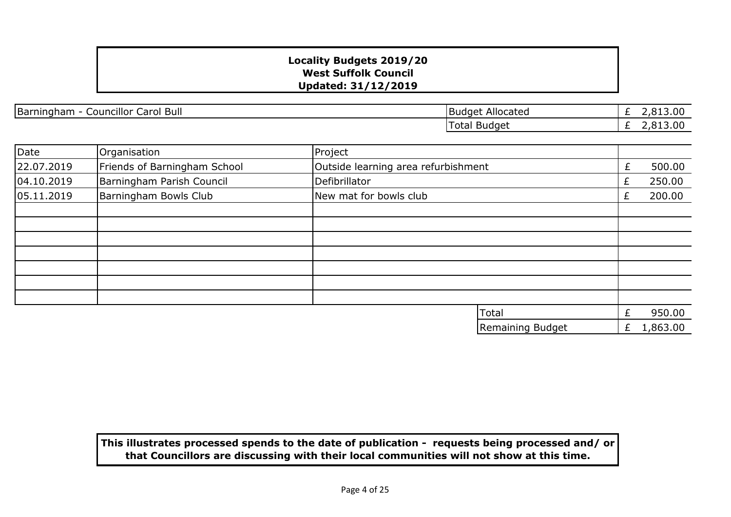**Locality Budgets 2019/20**
**West Suffolk Council**
**Updated: 31/12/2019**

| Barningham - Councillor Carol Bull | | Budget Allocated | £ 2,813.00 |
|---|---|---|---|
| | | Total Budget | £ 2,813.00 |

| Date | Organisation | Project | |
|---|---|---|---|
| 22.07.2019 | Friends of Barningham School | Outside learning area refurbishment | £ 500.00 |
| 04.10.2019 | Barningham Parish Council | Defibrillator | £ 250.00 |
| 05.11.2019 | Barningham Bowls Club | New mat for bowls club | £ 200.00 |
| | | | |
| | | | |
| | | | |
| | | | |
| | | | |
| | | | |
| | | | |
| | | Total | £ 950.00 |
| | | Remaining Budget | £ 1,863.00 |

**This illustrates processed spends to the date of publication - requests being processed and/ or that Councillors are discussing with their local communities will not show at this time.**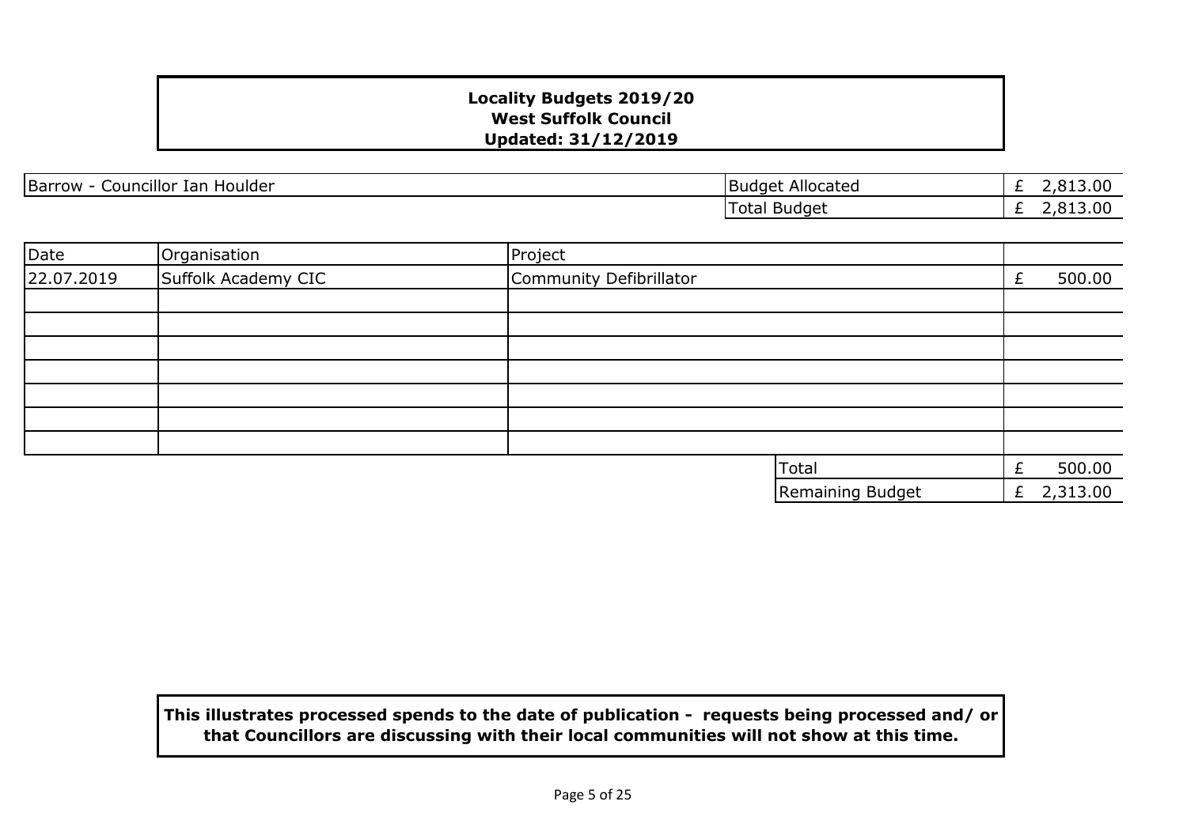**Locality Budgets 2019/20**
**West Suffolk Council**
**Updated: 31/12/2019**

| Barrow - Councillor Ian Houlder | Budget Allocated | £ 2,813.00 |
|---|---|---|
| | Total Budget | £ 2,813.00 |

| Date | Organisation | Project | |
|---|---|---|---|
| 22.07.2019 | Suffolk Academy CIC | Community Defibrillator | £ 500.00 |
| | | | |
| | | | |
| | | | |
| | | | |
| | | | |
| | | | |
| | | | |
| | | Total | £ 500.00 |
| | | Remaining Budget | £ 2,313.00 |

**This illustrates processed spends to the date of publication - requests being processed and/ or that Councillors are discussing with their local communities will not show at this time.**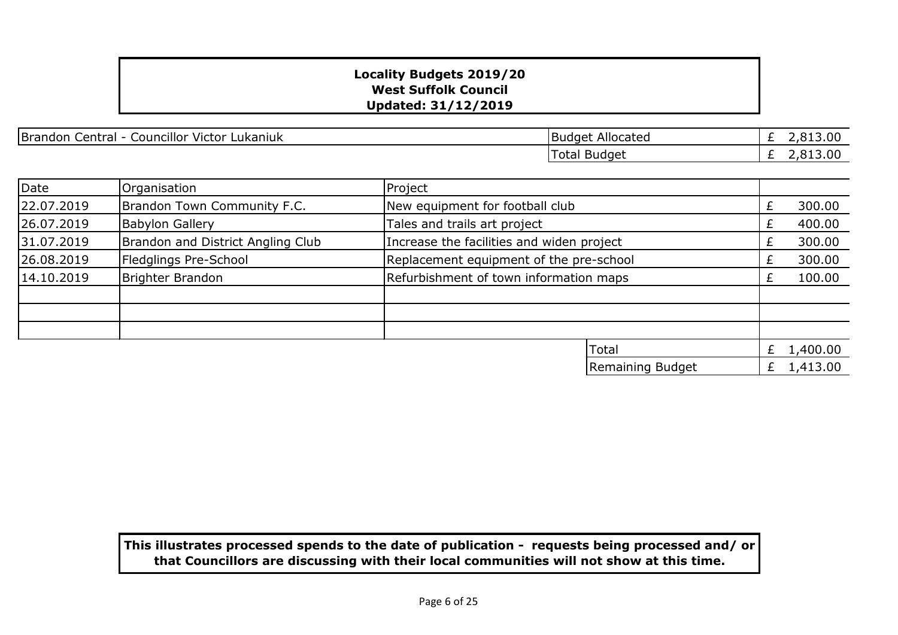**Locality Budgets 2019/20**
**West Suffolk Council**
**Updated: 31/12/2019**

| Brandon Central - Councillor Victor Lukaniuk | Budget Allocated | £ 2,813.00 |
|---|---|---|
| | Total Budget | £ 2,813.00 |

| Date | Organisation | Project | |
|---|---|---|---|
| 22.07.2019 | Brandon Town Community F.C. | New equipment for football club | £ 300.00 |
| 26.07.2019 | Babylon Gallery | Tales and trails art project | £ 400.00 |
| 31.07.2019 | Brandon and District Angling Club | Increase the facilities and widen project | £ 300.00 |
| 26.08.2019 | Fledglings Pre-School | Replacement equipment of the pre-school | £ 300.00 |
| 14.10.2019 | Brighter Brandon | Refurbishment of town information maps | £ 100.00 |
| | | | |
| | | | |
| | | | |
| | | Total | £ 1,400.00 |
| | | Remaining Budget | £ 1,413.00 |

**This illustrates processed spends to the date of publication - requests being processed and/ or that Councillors are discussing with their local communities will not show at this time.**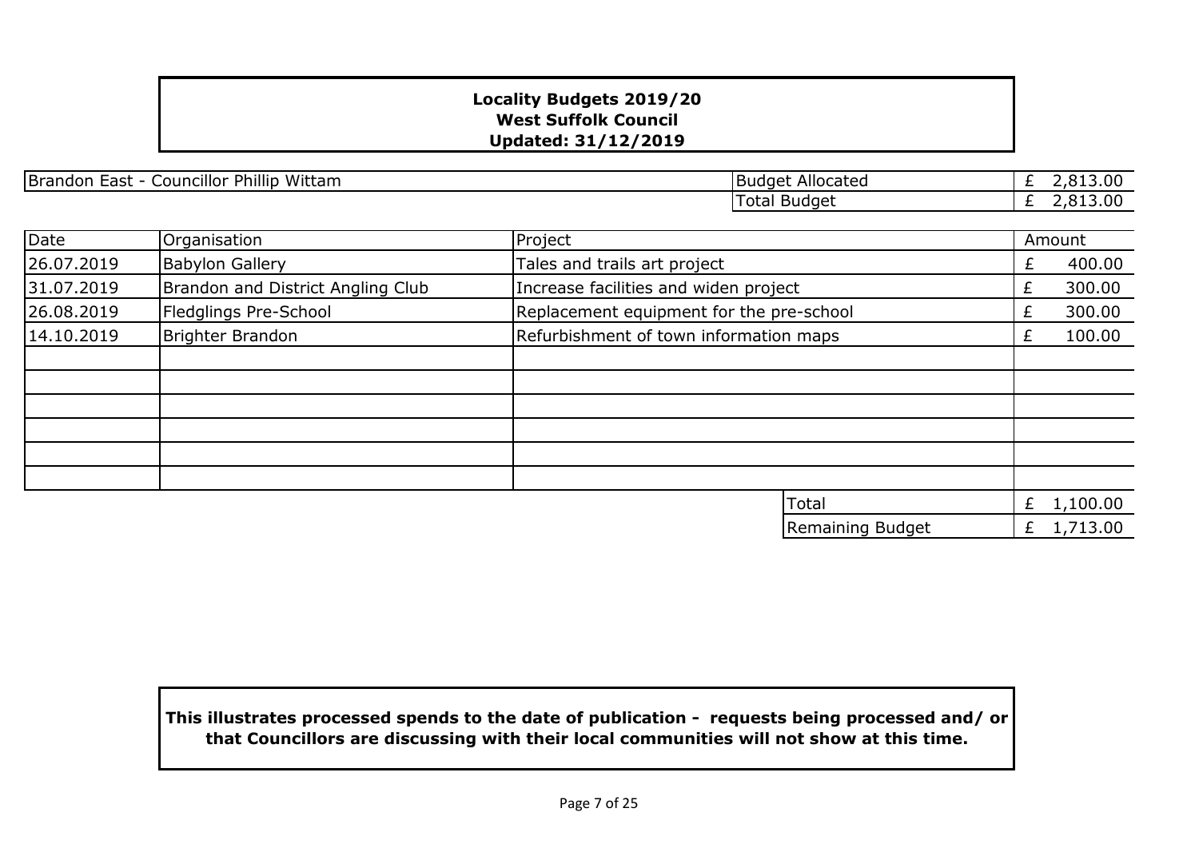**Locality Budgets 2019/20**
**West Suffolk Council**
**Updated: 31/12/2019**

| Brandon East - Councillor Phillip Wittam | Budget Allocated | £ 2,813.00 |
|---|---|---|
| | Total Budget | £ 2,813.00 |

| Date | Organisation | Project | Amount |
|---|---|---|---|
| 26.07.2019 | Babylon Gallery | Tales and trails art project | £ 400.00 |
| 31.07.2019 | Brandon and District Angling Club | Increase facilities and widen project | £ 300.00 |
| 26.08.2019 | Fledglings Pre-School | Replacement equipment for the pre-school | £ 300.00 |
| 14.10.2019 | Brighter Brandon | Refurbishment of town information maps | £ 100.00 |
| | | | |
| | | | |
| | | | |
| | | | |
| | | | |
| | | | |
| | | Total | £ 1,100.00 |
| | | Remaining Budget | £ 1,713.00 |

**This illustrates processed spends to the date of publication - requests being processed and/ or that Councillors are discussing with their local communities will not show at this time.**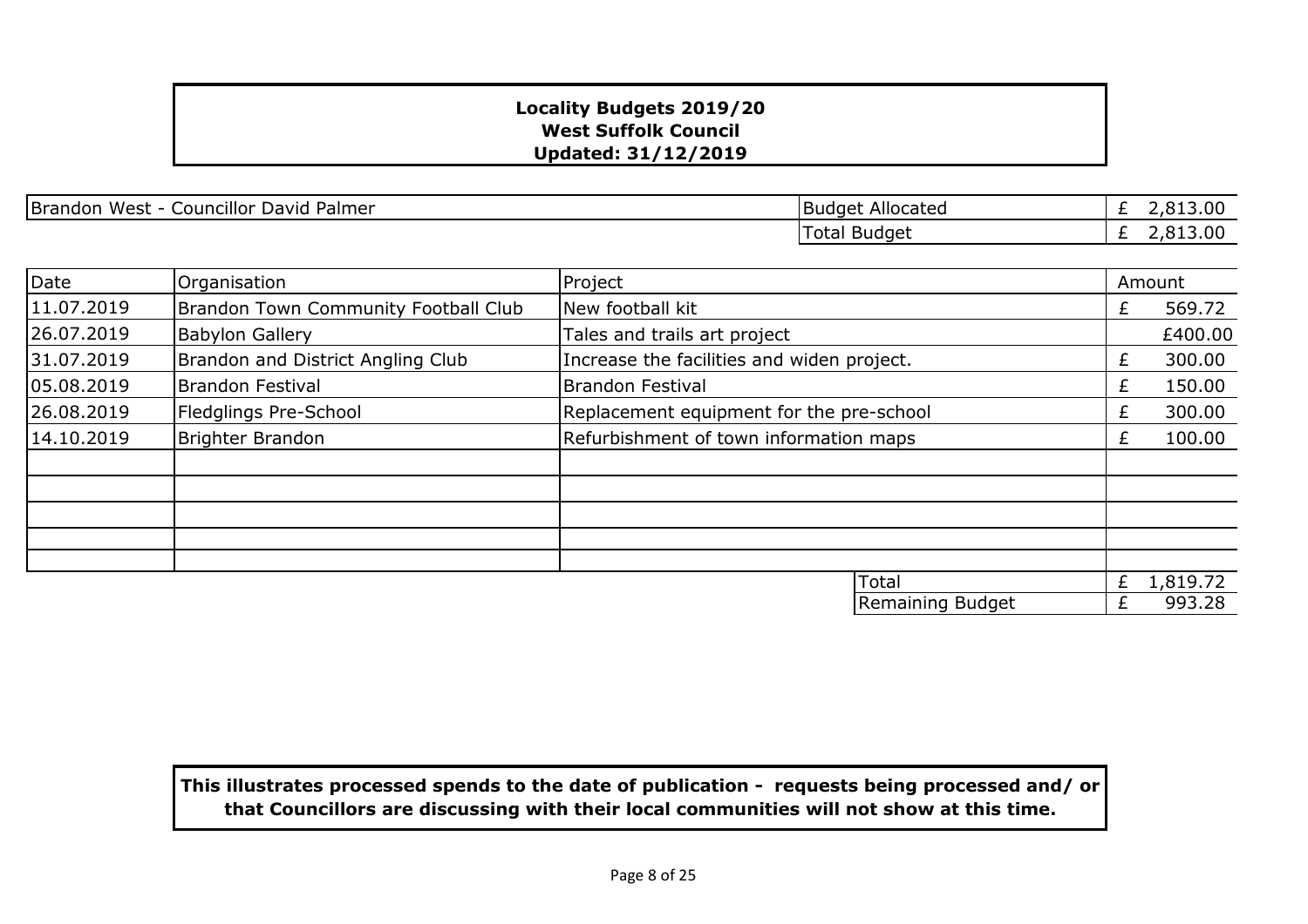**Locality Budgets 2019/20**
**West Suffolk Council**
**Updated: 31/12/2019**

| Brandon West - Councillor David Palmer | Budget Allocated | £ 2,813.00 |
|---|---|---|
| | Total Budget | £ 2,813.00 |

| Date | Organisation | Project | Amount |
|---|---|---|---|
| 11.07.2019 | Brandon Town Community Football Club | New football kit | £ 569.72 |
| 26.07.2019 | Babylon Gallery | Tales and trails art project | £400.00 |
| 31.07.2019 | Brandon and District Angling Club | Increase the facilities and widen project. | £ 300.00 |
| 05.08.2019 | Brandon Festival | Brandon Festival | £ 150.00 |
| 26.08.2019 | Fledglings Pre-School | Replacement equipment for the pre-school | £ 300.00 |
| 14.10.2019 | Brighter Brandon | Refurbishment of town information maps | £ 100.00 |
| | | | |
| | | | |
| | | | |
| | | | |
| | | | |
| | | Total | £ 1,819.72 |
| | | Remaining Budget | £ 993.28 |

**This illustrates processed spends to the date of publication - requests being processed and/ or that Councillors are discussing with their local communities will not show at this time.**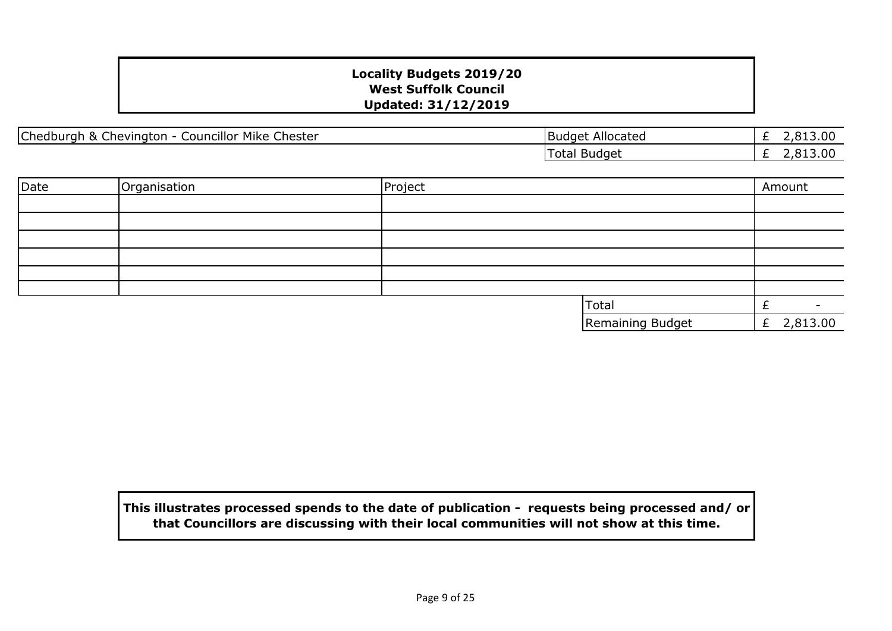**Locality Budgets 2019/20**
**West Suffolk Council**
**Updated: 31/12/2019**

| Chedburgh & Chevington - Councillor Mike Chester | Budget Allocated | £ 2,813.00 |
|---|---|---|
| | Total Budget | £ 2,813.00 |

| Date | Organisation | Project | Amount |
|---|---|---|---|
| | | | |
| | | | |
| | | | |
| | | | |
| | | | |
| | | | |
| | | Total | £ - |
| | | Remaining Budget | £ 2,813.00 |

**This illustrates processed spends to the date of publication - requests being processed and/ or that Councillors are discussing with their local communities will not show at this time.**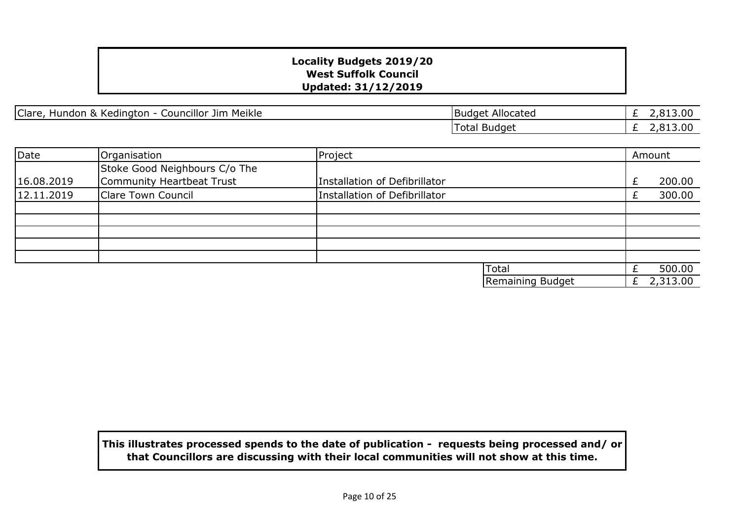**Locality Budgets 2019/20**
**West Suffolk Council**
**Updated: 31/12/2019**

| Clare, Hundon & Kedington - Councillor Jim Meikle | Budget Allocated | £ 2,813.00 |
|---|---|---|
| | Total Budget | £ 2,813.00 |

| Date | Organisation | Project | | Amount |
|---|---|---|---|---|
| 16.08.2019 | Stoke Good Neighbours C/o The Community Heartbeat Trust | Installation of Defibrillator | | £ 200.00 |
| 12.11.2019 | Clare Town Council | Installation of Defibrillator | | £ 300.00 |
| | | | | |
| | | | | |
| | | | | |
| | | | | |
| | | | | |
| | | | Total | £ 500.00 |
| | | | Remaining Budget | £ 2,313.00 |

**This illustrates processed spends to the date of publication - requests being processed and/ or that Councillors are discussing with their local communities will not show at this time.**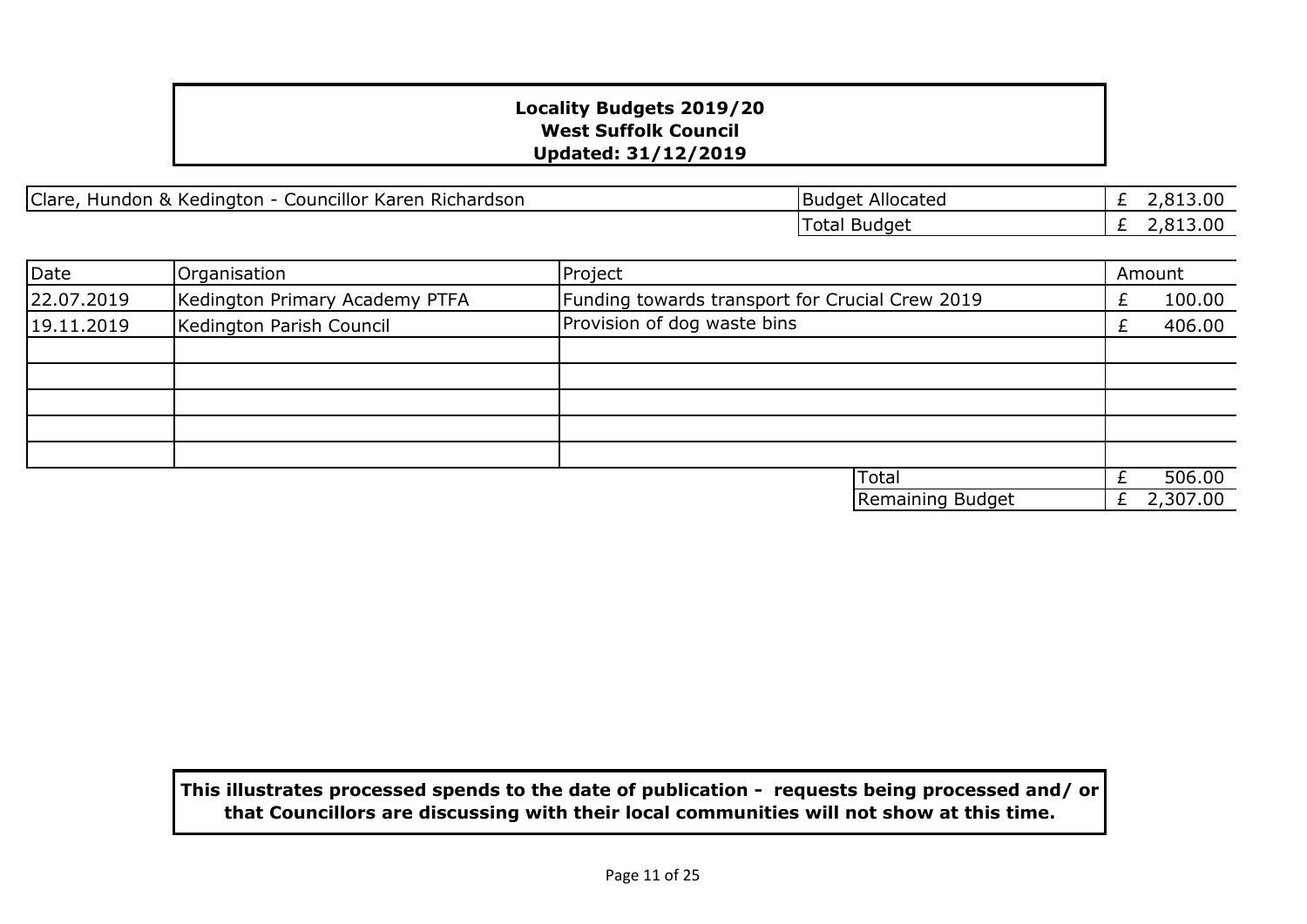**Locality Budgets 2019/20**
**West Suffolk Council**
**Updated: 31/12/2019**

| Clare, Hundon & Kedington - Councillor Karen Richardson | Budget Allocated | £ 2,813.00 |
|---|---|---|
| | Total Budget | £ 2,813.00 |

| Date | Organisation | Project | Amount |
|---|---|---|---|
| 22.07.2019 | Kedington Primary Academy PTFA | Funding towards transport for Crucial Crew 2019 | £ 100.00 |
| 19.11.2019 | Kedington Parish Council | Provision of dog waste bins | £ 406.00 |
| | | | |
| | | | |
| | | | |
| | | | |
| | | | |
| | | Total | £ 506.00 |
| | | Remaining Budget | £ 2,307.00 |

**This illustrates processed spends to the date of publication - requests being processed and/ or that Councillors are discussing with their local communities will not show at this time.**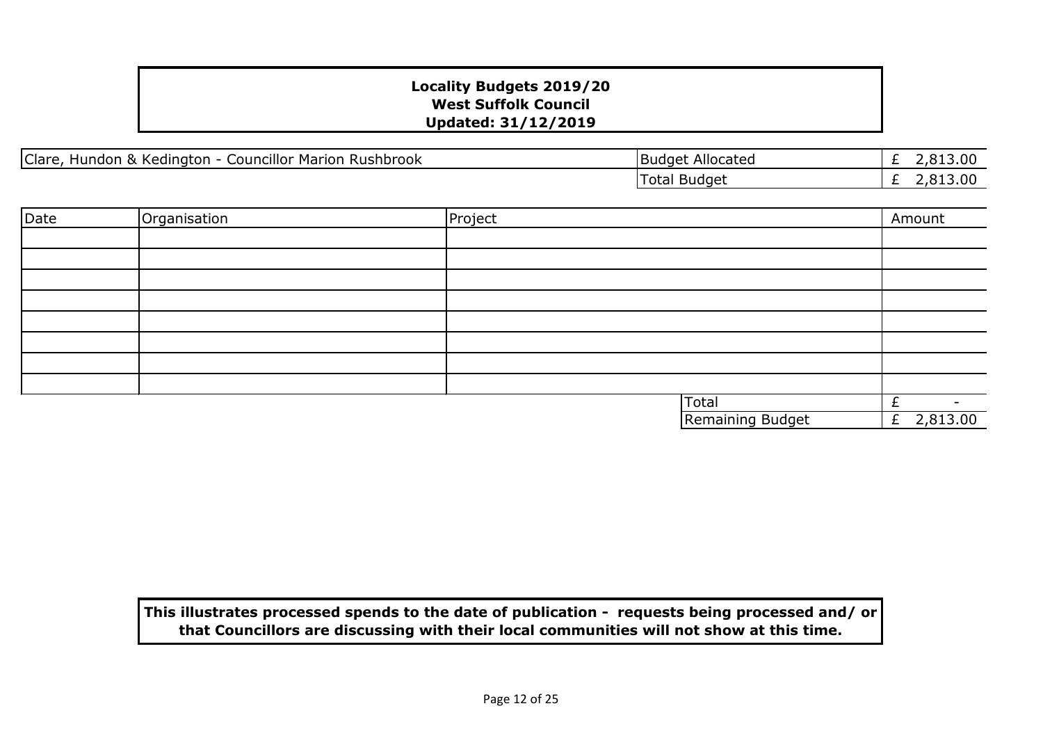**Locality Budgets 2019/20**
**West Suffolk Council**
**Updated: 31/12/2019**

| Clare, Hundon & Kedington - Councillor Marion Rushbrook | Budget Allocated | £ 2,813.00 |
|---|---|---|
| | Total Budget | £ 2,813.00 |

| Date | Organisation | Project | | Amount |
|---|---|---|---|---|
| | | | | |
| | | | | |
| | | | | |
| | | | | |
| | | | | |
| | | | | |
| | | | | |
| | | | | |
| | | | Total | £ - |
| | | | Remaining Budget | £ 2,813.00 |

**This illustrates processed spends to the date of publication - requests being processed and/ or that Councillors are discussing with their local communities will not show at this time.**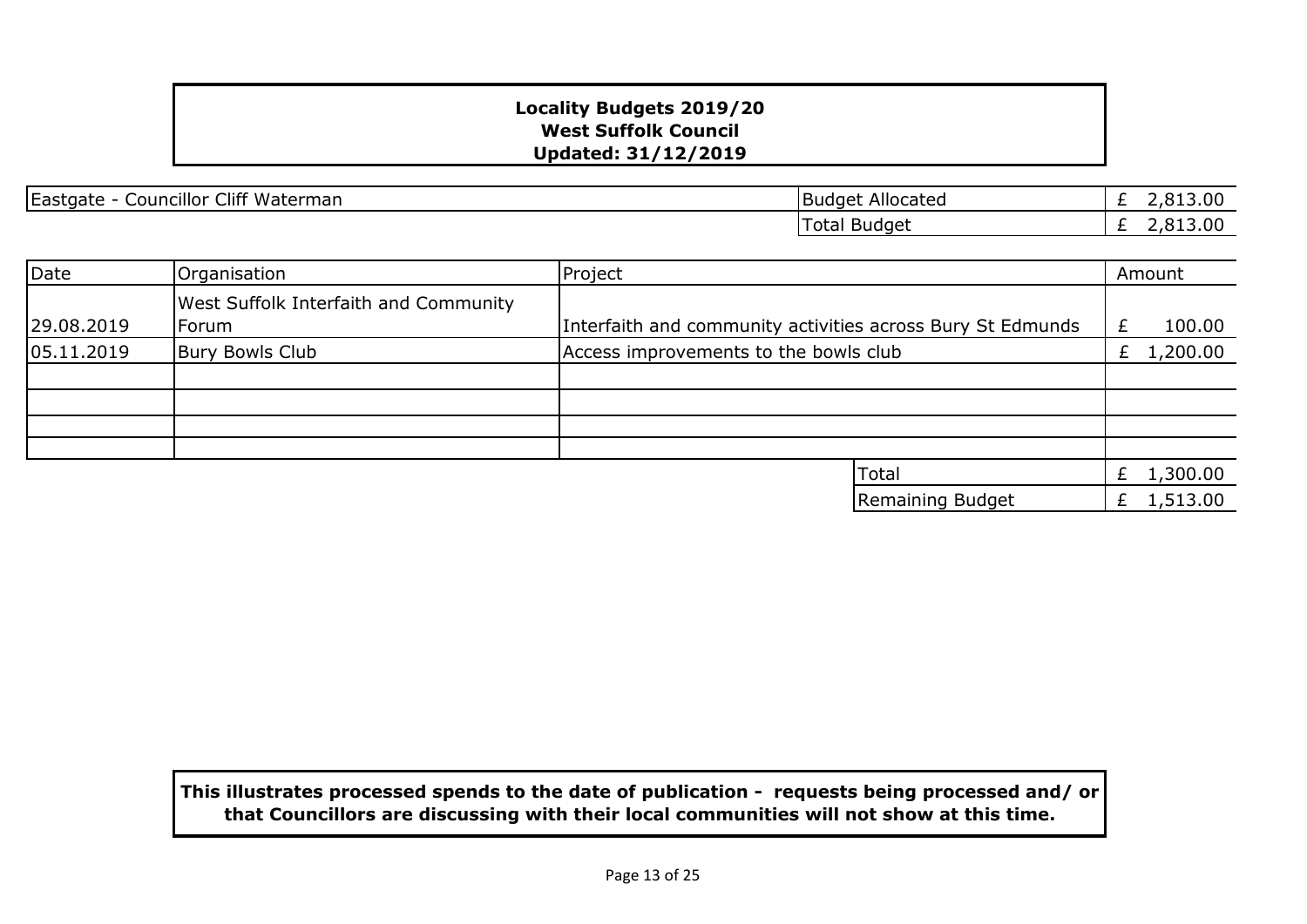**Locality Budgets 2019/20**
**West Suffolk Council**
**Updated: 31/12/2019**

| Eastgate - Councillor Cliff Waterman | Budget Allocated | £ 2,813.00 |
|---|---|---|
| | Total Budget | £ 2,813.00 |

| Date | Organisation | Project | Amount |
|---|---|---|---|
| 29.08.2019 | West Suffolk Interfaith and Community Forum | Interfaith and community activities across Bury St Edmunds | £ 100.00 |
| 05.11.2019 | Bury Bowls Club | Access improvements to the bowls club | £ 1,200.00 |
| | | | |
| | | | |
| | | | |
| | | | |
| | | Total | £ 1,300.00 |
| | | Remaining Budget | £ 1,513.00 |

**This illustrates processed spends to the date of publication - requests being processed and/ or that Councillors are discussing with their local communities will not show at this time.**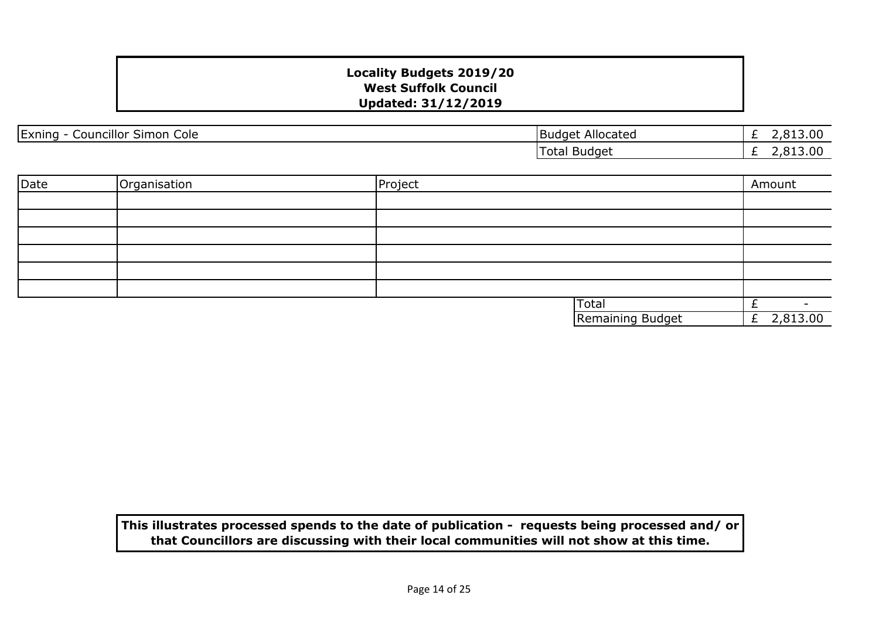**Locality Budgets 2019/20**
**West Suffolk Council**
**Updated: 31/12/2019**

| Exning - Councillor Simon Cole | Budget Allocated | £ 2,813.00 |
|---|---|---|
| | Total Budget | £ 2,813.00 |

| Date | Organisation | Project | Amount |
|---|---|---|---|
| | | | |
| | | | |
| | | | |
| | | | |
| | | | |
| | | | |
| | | Total | £ - |
| | | Remaining Budget | £ 2,813.00 |

**This illustrates processed spends to the date of publication - requests being processed and/ or that Councillors are discussing with their local communities will not show at this time.**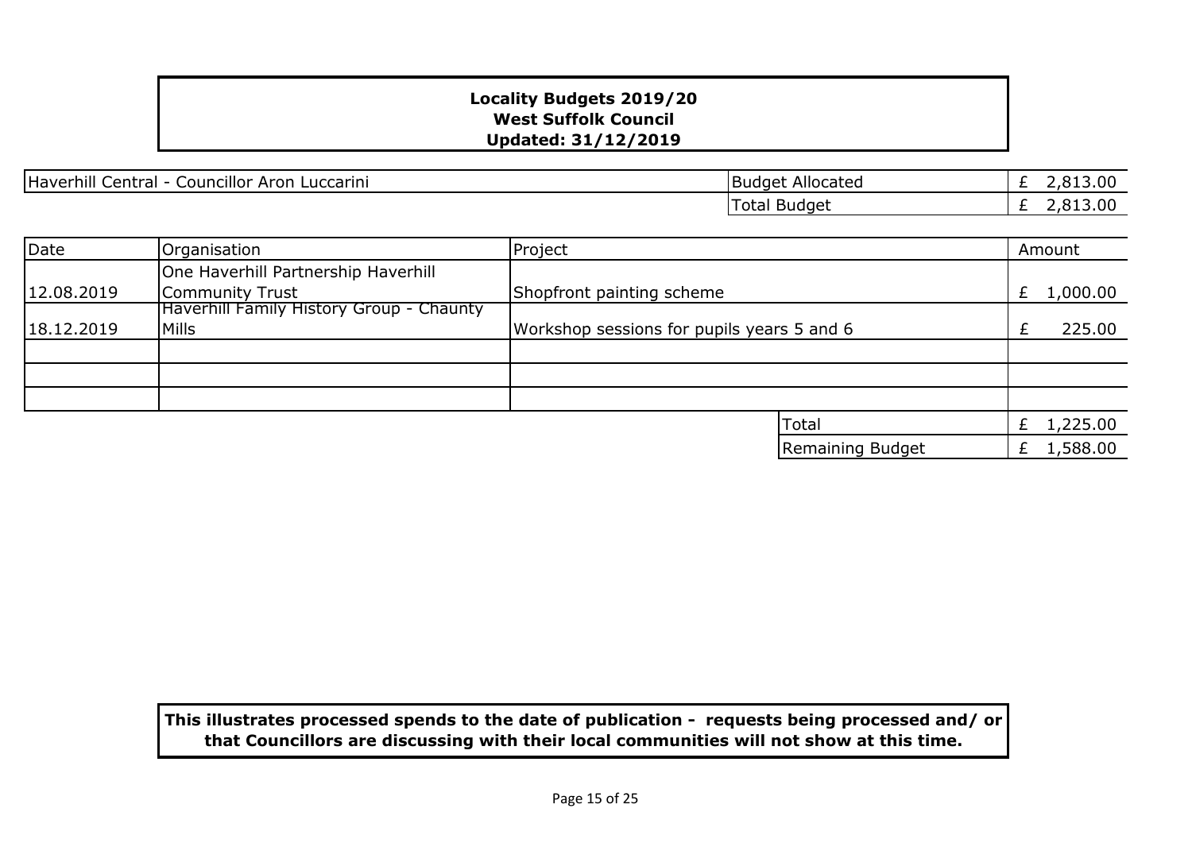**Locality Budgets 2019/20**
**West Suffolk Council**
**Updated: 31/12/2019**

| Haverhill Central - Councillor Aron Luccarini | Budget Allocated | £ 2,813.00 |
|---|---|---|
| | Total Budget | £ 2,813.00 |

| Date | Organisation | Project | Amount |
|---|---|---|---|
| 12.08.2019 | One Haverhill Partnership Haverhill Community Trust | Shopfront painting scheme | £ 1,000.00 |
| 18.12.2019 | Haverhill Family History Group - Chaunty Mills | Workshop sessions for pupils years 5 and 6 | £ 225.00 |
| | | | |
| | | | |
| | | | |
| | | Total | £ 1,225.00 |
| | | Remaining Budget | £ 1,588.00 |

**This illustrates processed spends to the date of publication - requests being processed and/ or that Councillors are discussing with their local communities will not show at this time.**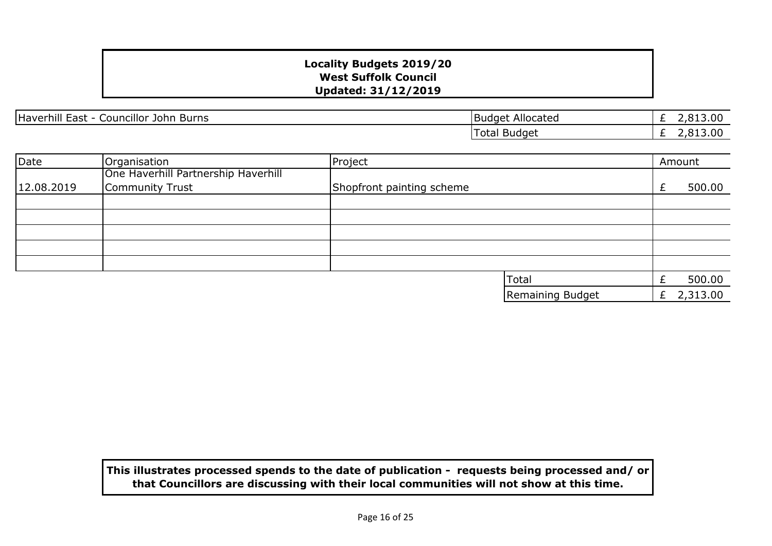**Locality Budgets 2019/20**
**West Suffolk Council**
**Updated: 31/12/2019**

| Haverhill East - Councillor John Burns | Budget Allocated | £ 2,813.00 |
|---|---|---|
| | Total Budget | £ 2,813.00 |

| Date | Organisation | Project | | Amount |
|---|---|---|---|---|
| 12.08.2019 | One Haverhill Partnership Haverhill Community Trust | Shopfront painting scheme | | £ 500.00 |
| | | | | |
| | | | | |
| | | | | |
| | | | | |
| | | | | |
| | | | Total | £ 500.00 |
| | | | Remaining Budget | £ 2,313.00 |

**This illustrates processed spends to the date of publication - requests being processed and/ or that Councillors are discussing with their local communities will not show at this time.**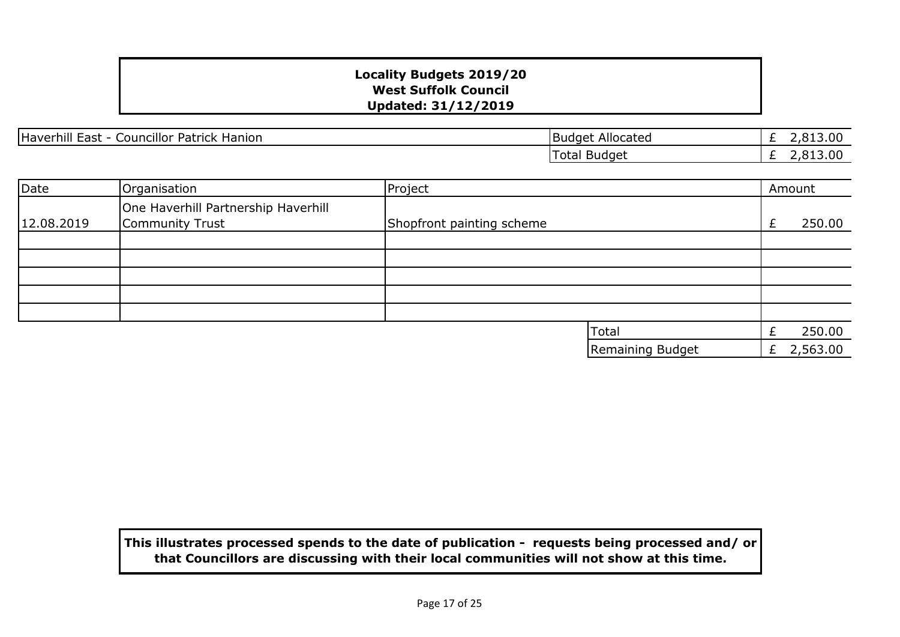**Locality Budgets 2019/20**
**West Suffolk Council**
**Updated: 31/12/2019**

| Haverhill East - Councillor Patrick Hanion | Budget Allocated | £ 2,813.00 |
|---|---|---|
| | Total Budget | £ 2,813.00 |

| Date | Organisation | Project | Amount |
|---|---|---|---|
| 12.08.2019 | One Haverhill Partnership Haverhill Community Trust | Shopfront painting scheme | £ 250.00 |
| | | | |
| | | | |
| | | | |
| | | | |
| | | | |
| | | Total | £ 250.00 |
| | | Remaining Budget | £ 2,563.00 |

**This illustrates processed spends to the date of publication - requests being processed and/ or that Councillors are discussing with their local communities will not show at this time.**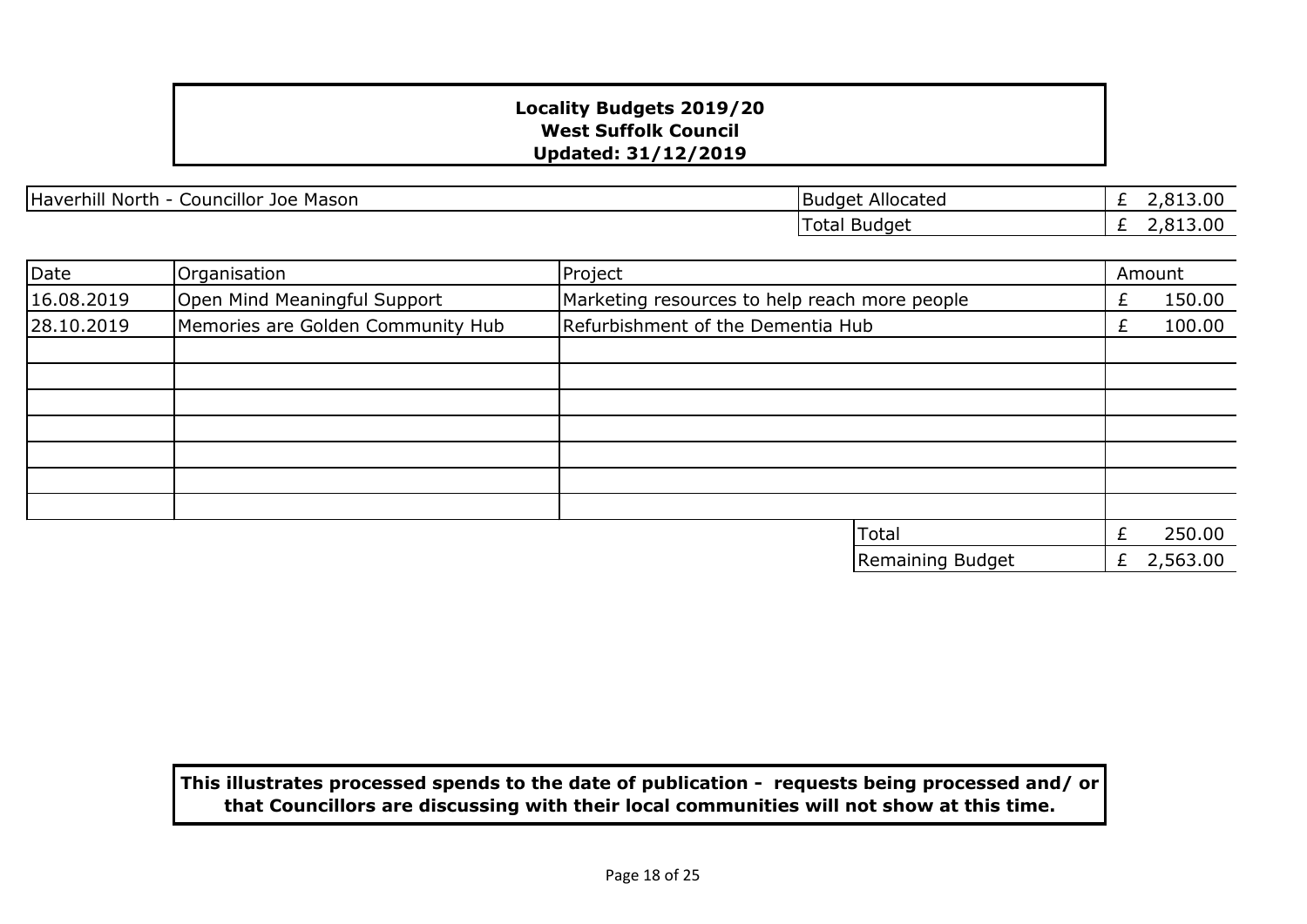**Locality Budgets 2019/20**
**West Suffolk Council**
**Updated: 31/12/2019**

| Haverhill North - Councillor Joe Mason | Budget Allocated | £ 2,813.00 |
|---|---|---|
| | Total Budget | £ 2,813.00 |

| Date | Organisation | Project | Amount |
|---|---|---|---|
| 16.08.2019 | Open Mind Meaningful Support | Marketing resources to help reach more people | £ 150.00 |
| 28.10.2019 | Memories are Golden Community Hub | Refurbishment of the Dementia Hub | £ 100.00 |
| | | | |
| | | | |
| | | | |
| | | | |
| | | | |
| | | | |
| | | | |
| | | Total | £ 250.00 |
| | | Remaining Budget | £ 2,563.00 |

**This illustrates processed spends to the date of publication - requests being processed and/ or that Councillors are discussing with their local communities will not show at this time.**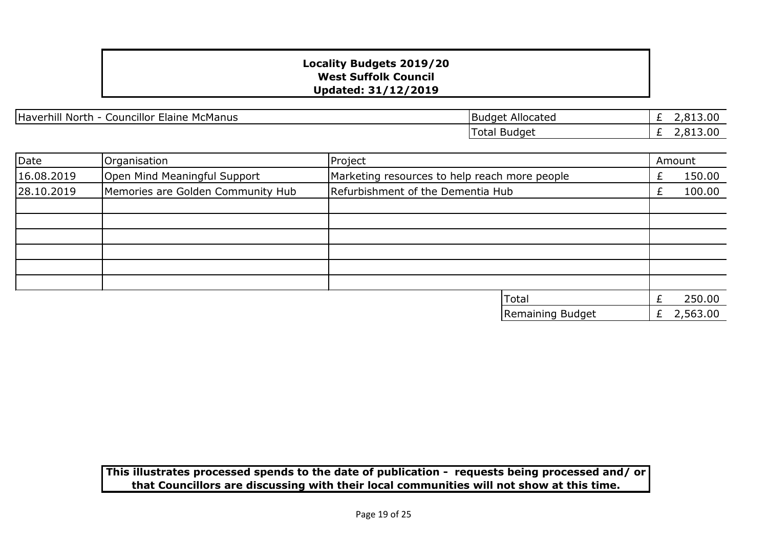**Locality Budgets 2019/20**
**West Suffolk Council**
**Updated: 31/12/2019**

| Haverhill North - Councillor Elaine McManus | Budget Allocated | £ 2,813.00 |
|---|---|---|
| | Total Budget | £ 2,813.00 |

| Date | Organisation | Project | Amount |
|---|---|---|---|
| 16.08.2019 | Open Mind Meaningful Support | Marketing resources to help reach more people | £ 150.00 |
| 28.10.2019 | Memories are Golden Community Hub | Refurbishment of the Dementia Hub | £ 100.00 |
| | | | |
| | | | |
| | | | |
| | | | |
| | | | |
| | | | |
| | | Total | £ 250.00 |
| | | Remaining Budget | £ 2,563.00 |

**This illustrates processed spends to the date of publication - requests being processed and/ or that Councillors are discussing with their local communities will not show at this time.**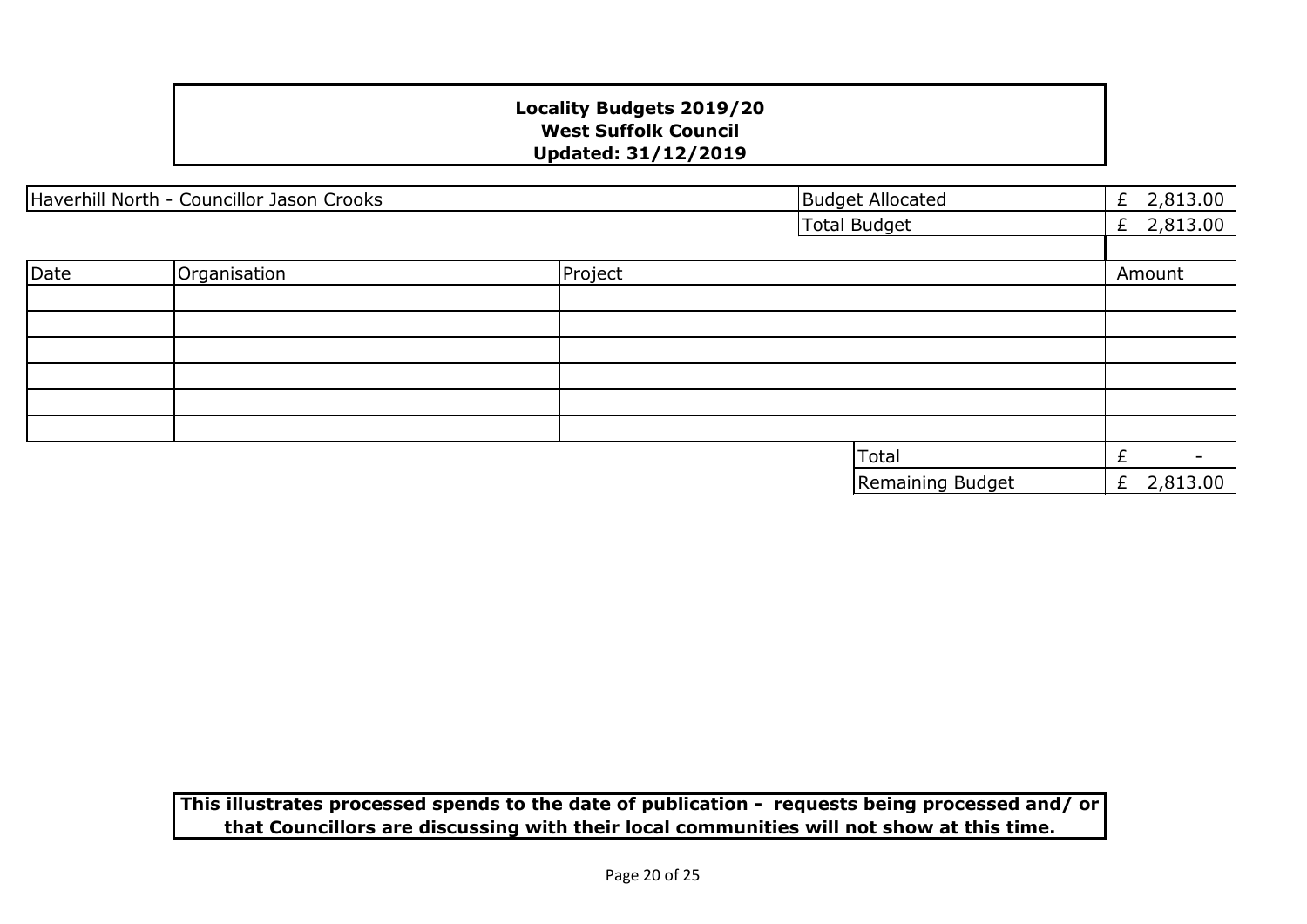**Locality Budgets 2019/20**
**West Suffolk Council**
**Updated: 31/12/2019**

| Haverhill North - Councillor Jason Crooks | | Budget Allocated | £ 2,813.00 |
|---|---|---|---|
| | | Total Budget | £ 2,813.00 |

| Date | Organisation | Project | Amount |
|---|---|---|---|
| | | | |
| | | | |
| | | | |
| | | | |
| | | | |
| | | | |
| | | Total | £ - |
| | | Remaining Budget | £ 2,813.00 |

**This illustrates processed spends to the date of publication - requests being processed and/ or that Councillors are discussing with their local communities will not show at this time.**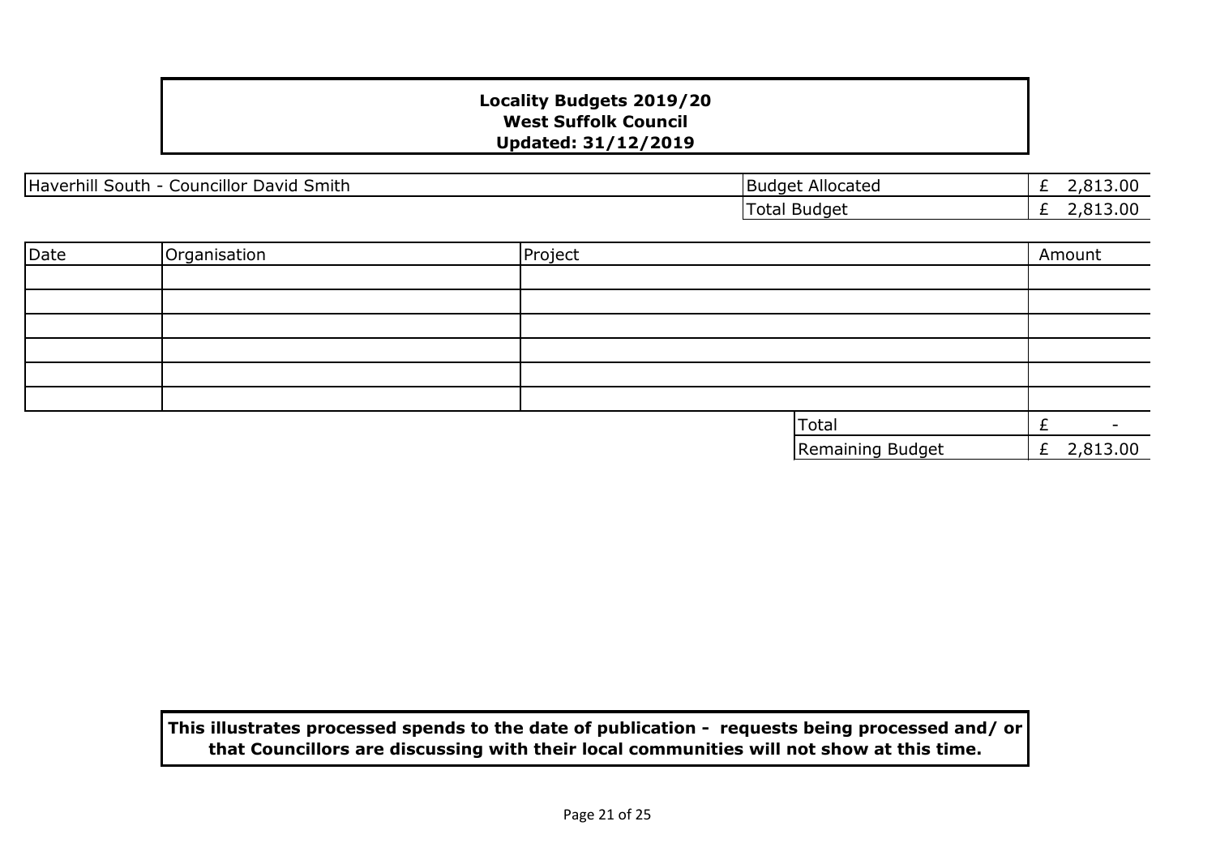**Locality Budgets 2019/20**
**West Suffolk Council**
**Updated: 31/12/2019**

| Haverhill South - Councillor David Smith | Budget Allocated | £ 2,813.00 |
|---|---|---|
| | Total Budget | £ 2,813.00 |

| Date | Organisation | Project | | Amount |
|---|---|---|---|---|
| | | | | |
| | | | | |
| | | | | |
| | | | | |
| | | | | |
| | | | | |
| | | | Total | £ - |
| | | | Remaining Budget | £ 2,813.00 |

**This illustrates processed spends to the date of publication - requests being processed and/ or that Councillors are discussing with their local communities will not show at this time.**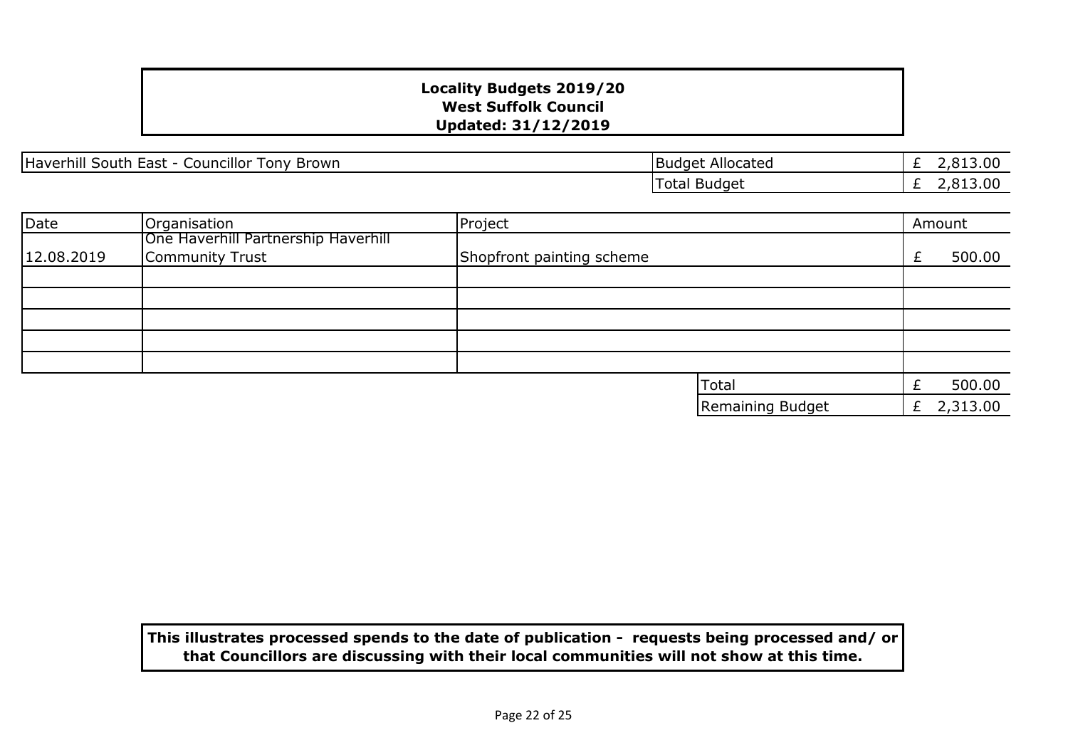**Locality Budgets 2019/20**
**West Suffolk Council**
**Updated: 31/12/2019**

| Haverhill South East - Councillor Tony Brown | Budget Allocated | £ 2,813.00 |
|---|---|---|
| | Total Budget | £ 2,813.00 |

| Date | Organisation | Project | | Amount |
|---|---|---|---|---|
| 12.08.2019 | One Haverhill Partnership Haverhill Community Trust | Shopfront painting scheme | | £ 500.00 |
| | | | | |
| | | | | |
| | | | | |
| | | | | |
| | | | | |
| | | | Total | £ 500.00 |
| | | | Remaining Budget | £ 2,313.00 |

**This illustrates processed spends to the date of publication - requests being processed and/ or that Councillors are discussing with their local communities will not show at this time.**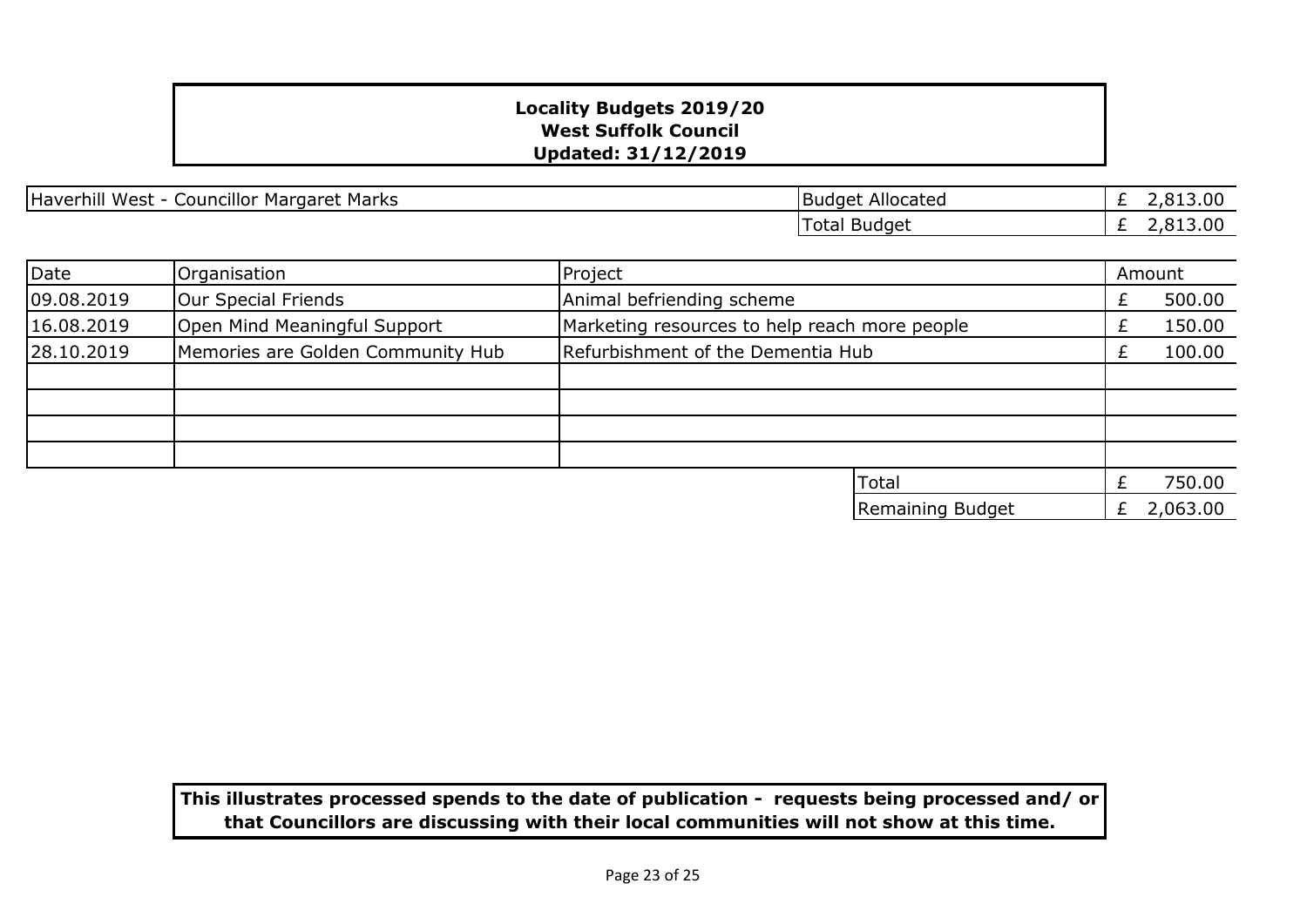**Locality Budgets 2019/20**
**West Suffolk Council**
**Updated: 31/12/2019**

| Haverhill West - Councillor Margaret Marks | Budget Allocated | £ 2,813.00 |
|---|---|---|
| | Total Budget | £ 2,813.00 |

| Date | Organisation | Project | Amount |
|---|---|---|---|
| 09.08.2019 | Our Special Friends | Animal befriending scheme | £ 500.00 |
| 16.08.2019 | Open Mind Meaningful Support | Marketing resources to help reach more people | £ 150.00 |
| 28.10.2019 | Memories are Golden Community Hub | Refurbishment of the Dementia Hub | £ 100.00 |
| | | | |
| | | | |
| | | | |
| | | | |
| | | Total | £ 750.00 |
| | | Remaining Budget | £ 2,063.00 |

**This illustrates processed spends to the date of publication - requests being processed and/ or that Councillors are discussing with their local communities will not show at this time.**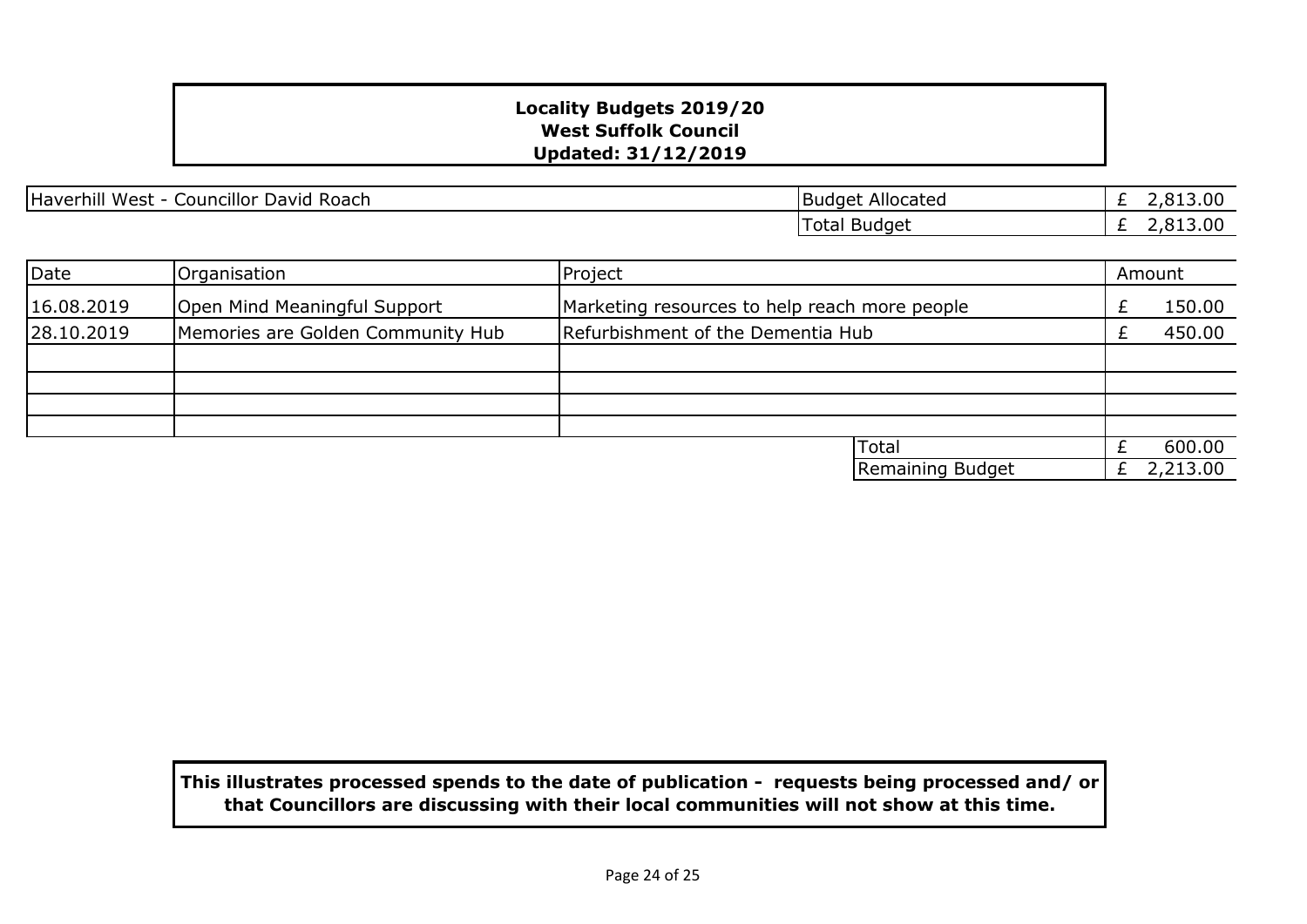**Locality Budgets 2019/20**
**West Suffolk Council**
**Updated: 31/12/2019**

| Haverhill West - Councillor David Roach | Budget Allocated | £ 2,813.00 |
|---|---|---|
| | Total Budget | £ 2,813.00 |

| Date | Organisation | Project | Amount |
|---|---|---|---|
| 16.08.2019 | Open Mind Meaningful Support | Marketing resources to help reach more people | £ 150.00 |
| 28.10.2019 | Memories are Golden Community Hub | Refurbishment of the Dementia Hub | £ 450.00 |
| | | | |
| | | | |
| | | | |
| | | | |
| | | Total | £ 600.00 |
| | | Remaining Budget | £ 2,213.00 |

**This illustrates processed spends to the date of publication - requests being processed and/ or that Councillors are discussing with their local communities will not show at this time.**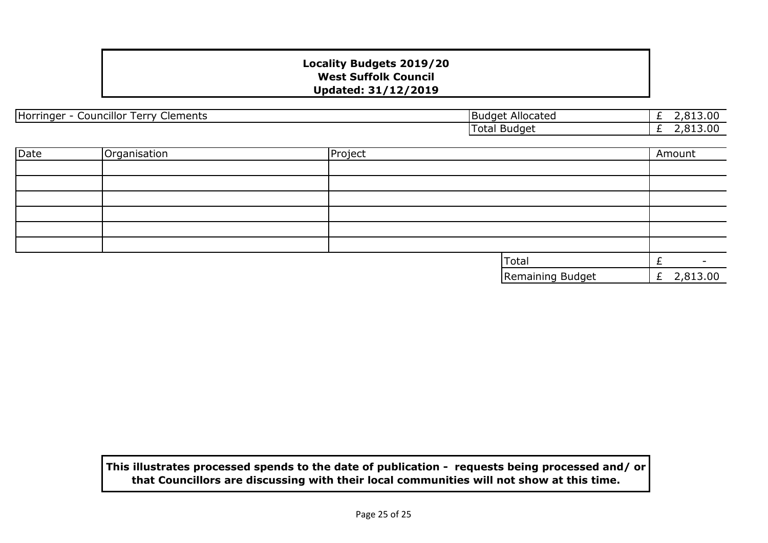**Locality Budgets 2019/20**
**West Suffolk Council**
**Updated: 31/12/2019**

| | | |
|---|---|---|
| Horringer - Councillor Terry Clements | Budget Allocated | £ 2,813.00 |
| | Total Budget | £ 2,813.00 |

| Date | Organisation | Project | Amount |
|---|---|---|---|
| | | | |
| | | | |
| | | | |
| | | | |
| | | | |
| | | | |
| | | Total | £ - |
| | | Remaining Budget | £ 2,813.00 |

**This illustrates processed spends to the date of publication - requests being processed and/ or that Councillors are discussing with their local communities will not show at this time.**